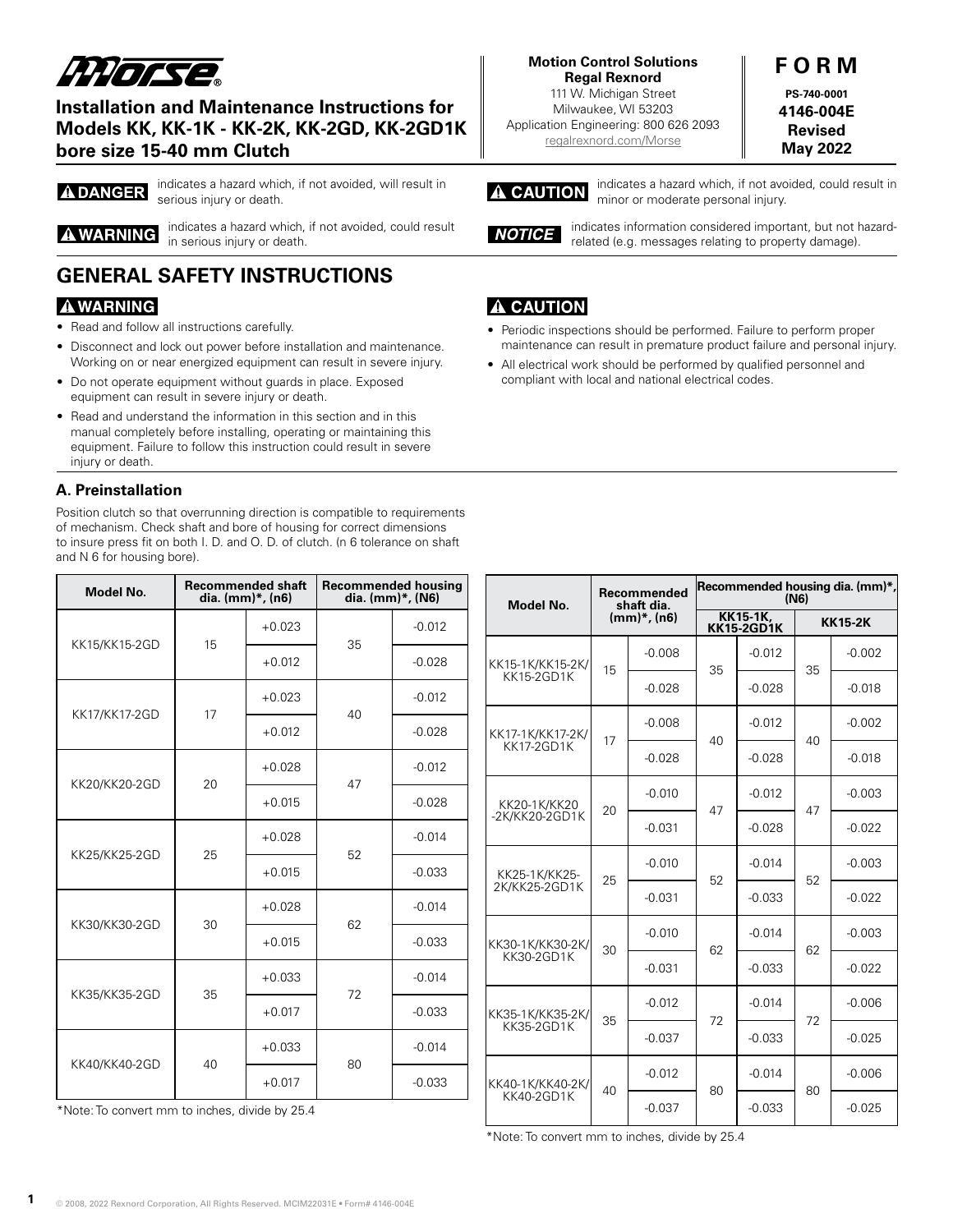Morse®

# Installation and Maintenance Instructions for Models KK, KK-1K - KK-2K, KK-2GD, KK-2GD1K bore size 15-40 mm Clutch

**Motion Control Solutions**
**Regal Rexnord**
111 W. Michigan Street
Milwaukee, WI 53203
Application Engineering: 800 626 2093
regalrexnord.com/Morse

**FORM**
**PS-740-0001**
**4146-004E**
**Revised**
**May 2022**

**⚠ DANGER** indicates a hazard which, if not avoided, will result in serious injury or death.

**⚠ WARNING** indicates a hazard which, if not avoided, could result in serious injury or death.

**⚠ CAUTION** indicates a hazard which, if not avoided, could result in minor or moderate personal injury.

***NOTICE*** indicates information considered important, but not hazard-related (e.g. messages relating to property damage).

## GENERAL SAFETY INSTRUCTIONS

**⚠ WARNING**

- Read and follow all instructions carefully.
- Disconnect and lock out power before installation and maintenance. Working on or near energized equipment can result in severe injury.
- Do not operate equipment without guards in place. Exposed equipment can result in severe injury or death.
- Read and understand the information in this section and in this manual completely before installing, operating or maintaining this equipment. Failure to follow this instruction could result in severe injury or death.

**⚠ CAUTION**

- Periodic inspections should be performed. Failure to perform proper maintenance can result in premature product failure and personal injury.
- All electrical work should be performed by qualified personnel and compliant with local and national electrical codes.

### A. Preinstallation

Position clutch so that overrunning direction is compatible to requirements of mechanism. Check shaft and bore of housing for correct dimensions to insure press fit on both I. D. and O. D. of clutch. (n 6 tolerance on shaft and N 6 for housing bore).

| Model No. | Recommended shaft dia. (mm)*, (n6) | | Recommended housing dia. (mm)*, (N6) | |
|---|---|---|---|---|
| KK15/KK15-2GD | 15 | +0.023 | 35 | -0.012 |
| | | +0.012 | | -0.028 |
| KK17/KK17-2GD | 17 | +0.023 | 40 | -0.012 |
| | | +0.012 | | -0.028 |
| KK20/KK20-2GD | 20 | +0.028 | 47 | -0.012 |
| | | +0.015 | | -0.028 |
| KK25/KK25-2GD | 25 | +0.028 | 52 | -0.014 |
| | | +0.015 | | -0.033 |
| KK30/KK30-2GD | 30 | +0.028 | 62 | -0.014 |
| | | +0.015 | | -0.033 |
| KK35/KK35-2GD | 35 | +0.033 | 72 | -0.014 |
| | | +0.017 | | -0.033 |
| KK40/KK40-2GD | 40 | +0.033 | 80 | -0.014 |
| | | +0.017 | | -0.033 |

*Note: To convert mm to inches, divide by 25.4

| Model No. | Recommended shaft dia. (mm)*, (n6) | | Recommended housing dia. (mm)*, (N6) | | | |
|---|---|---|---|---|---|---|
| | | | KK15-1K, KK15-2GD1K | | KK15-2K | |
| KK15-1K/KK15-2K/KK15-2GD1K | 15 | -0.008 | 35 | -0.012 | 35 | -0.002 |
| | | -0.028 | | -0.028 | | -0.018 |
| KK17-1K/KK17-2K/KK17-2GD1K | 17 | -0.008 | 40 | -0.012 | 40 | -0.002 |
| | | -0.028 | | -0.028 | | -0.018 |
| KK20-1K/KK20-2K/KK20-2GD1K | 20 | -0.010 | 47 | -0.012 | 47 | -0.003 |
| | | -0.031 | | -0.028 | | -0.022 |
| KK25-1K/KK25-2K/KK25-2GD1K | 25 | -0.010 | 52 | -0.014 | 52 | -0.003 |
| | | -0.031 | | -0.033 | | -0.022 |
| KK30-1K/KK30-2K/KK30-2GD1K | 30 | -0.010 | 62 | -0.014 | 62 | -0.003 |
| | | -0.031 | | -0.033 | | -0.022 |
| KK35-1K/KK35-2K/KK35-2GD1K | 35 | -0.012 | 72 | -0.014 | 72 | -0.006 |
| | | -0.037 | | -0.033 | | -0.025 |
| KK40-1K/KK40-2K/KK40-2GD1K | 40 | -0.012 | 80 | -0.014 | 80 | -0.006 |
| | | -0.037 | | -0.033 | | -0.025 |

*Note: To convert mm to inches, divide by 25.4

© 2008, 2022 Rexnord Corporation, All Rights Reserved. MCIM22031E • Form# 4146-004E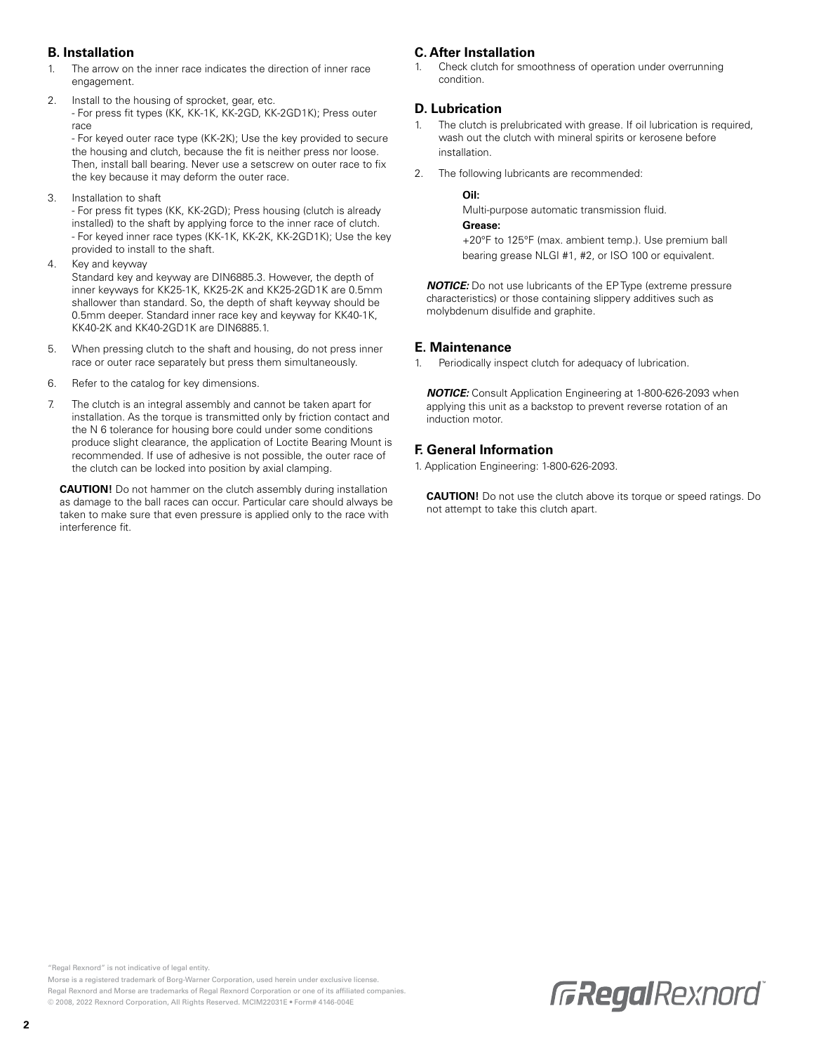## B. Installation

1. The arrow on the inner race indicates the direction of inner race engagement.
2. Install to the housing of sprocket, gear, etc.
   - For press fit types (KK, KK-1K, KK-2GD, KK-2GD1K); Press outer race
   - For keyed outer race type (KK-2K); Use the key provided to secure the housing and clutch, because the fit is neither press nor loose. Then, install ball bearing. Never use a setscrew on outer race to fix the key because it may deform the outer race.
3. Installation to shaft
   - For press fit types (KK, KK-2GD); Press housing (clutch is already installed) to the shaft by applying force to the inner race of clutch.
   - For keyed inner race types (KK-1K, KK-2K, KK-2GD1K); Use the key provided to install to the shaft.
4. Key and keyway
   Standard key and keyway are DIN6885.3. However, the depth of inner keyways for KK25-1K, KK25-2K and KK25-2GD1K are 0.5mm shallower than standard. So, the depth of shaft keyway should be 0.5mm deeper. Standard inner race key and keyway for KK40-1K, KK40-2K and KK40-2GD1K are DIN6885.1.
5. When pressing clutch to the shaft and housing, do not press inner race or outer race separately but press them simultaneously.
6. Refer to the catalog for key dimensions.
7. The clutch is an integral assembly and cannot be taken apart for installation. As the torque is transmitted only by friction contact and the N 6 tolerance for housing bore could under some conditions produce slight clearance, the application of Loctite Bearing Mount is recommended. If use of adhesive is not possible, the outer race of the clutch can be locked into position by axial clamping.

**CAUTION!** Do not hammer on the clutch assembly during installation as damage to the ball races can occur. Particular care should always be taken to make sure that even pressure is applied only to the race with interference fit.

## C. After Installation

1. Check clutch for smoothness of operation under overrunning condition.

## D. Lubrication

1. The clutch is prelubricated with grease. If oil lubrication is required, wash out the clutch with mineral spirits or kerosene before installation.
2. The following lubricants are recommended:

   **Oil:**
   Multi-purpose automatic transmission fluid.
   **Grease:**
   +20°F to 125°F (max. ambient temp.). Use premium ball bearing grease NLGI #1, #2, or ISO 100 or equivalent.

***NOTICE:*** Do not use lubricants of the EP Type (extreme pressure characteristics) or those containing slippery additives such as molybdenum disulfide and graphite.

## E. Maintenance

1. Periodically inspect clutch for adequacy of lubrication.

***NOTICE:*** Consult Application Engineering at 1-800-626-2093 when applying this unit as a backstop to prevent reverse rotation of an induction motor.

## F. General Information

1. Application Engineering: 1-800-626-2093.

**CAUTION!** Do not use the clutch above its torque or speed ratings. Do not attempt to take this clutch apart.

"Regal Rexnord" is not indicative of legal entity.
Morse is a registered trademark of Borg-Warner Corporation, used herein under exclusive license.
Regal Rexnord and Morse are trademarks of Regal Rexnord Corporation or one of its affiliated companies.
© 2008, 2022 Rexnord Corporation, All Rights Reserved. MCIM22031E • Form# 4146-004E